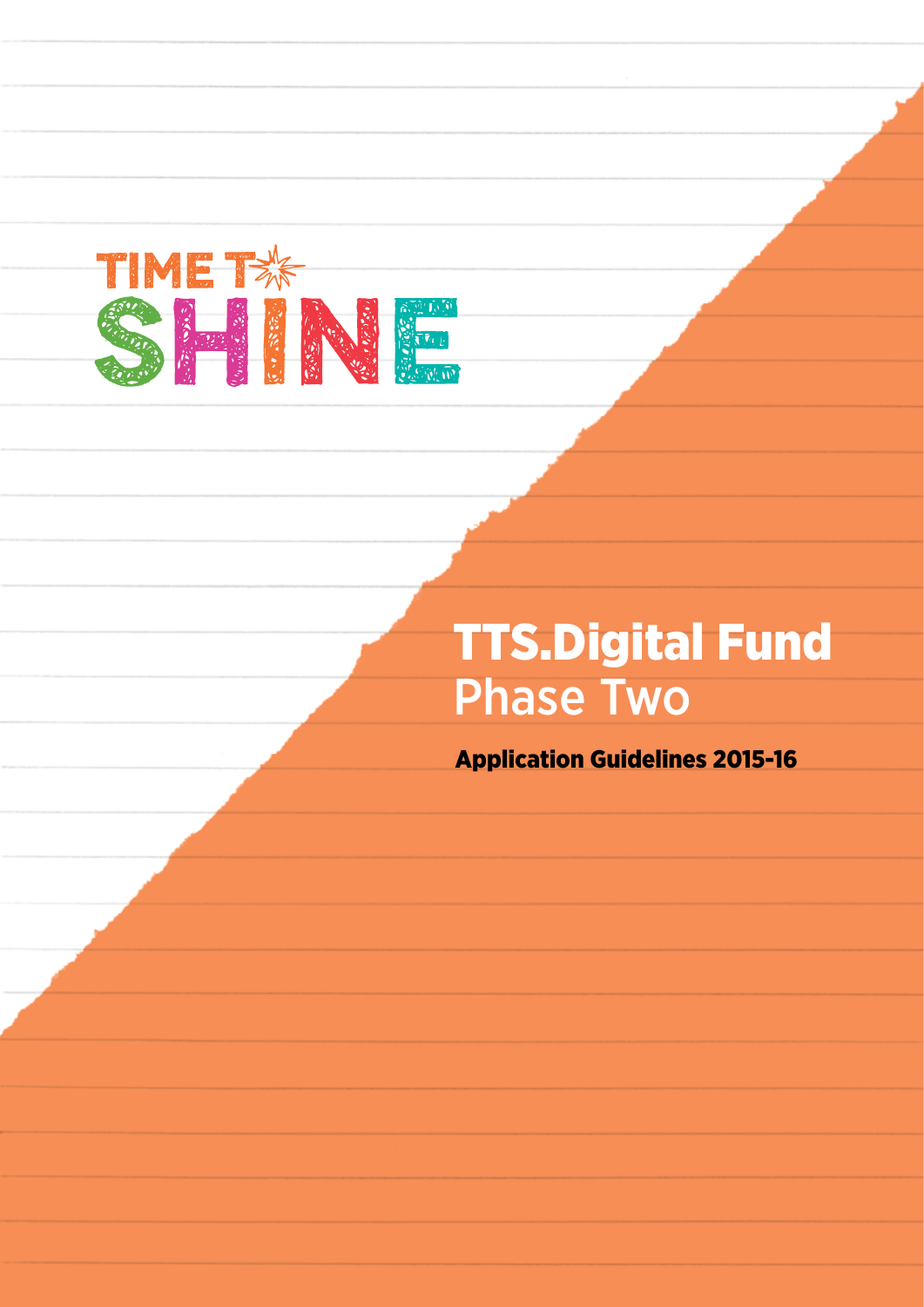TIME TO SHINE

# TTS.Digital Fund

## Phase Two

**Application Guidelines 2015-16**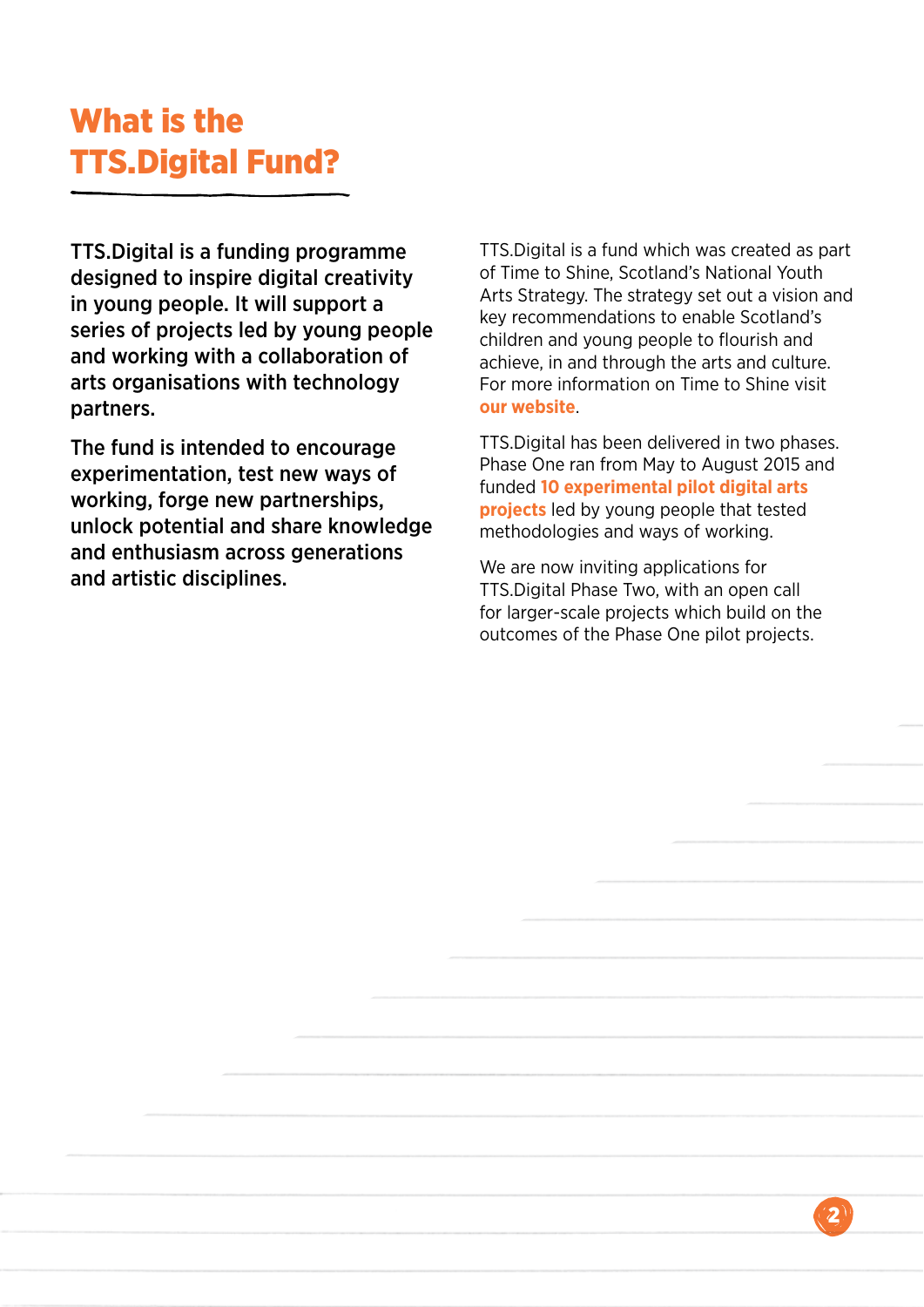# What is the TTS.Digital Fund?

**TTS.Digital is a funding programme designed to inspire digital creativity in young people. It will support a series of projects led by young people and working with a collaboration of arts organisations with technology partners.**

**The fund is intended to encourage experimentation, test new ways of working, forge new partnerships, unlock potential and share knowledge and enthusiasm across generations and artistic disciplines.**

TTS.Digital is a fund which was created as part of Time to Shine, Scotland's National Youth Arts Strategy. The strategy set out a vision and key recommendations to enable Scotland's children and young people to flourish and achieve, in and through the arts and culture. For more information on Time to Shine visit **our website**.

TTS.Digital has been delivered in two phases. Phase One ran from May to August 2015 and funded **10 experimental pilot digital arts projects** led by young people that tested methodologies and ways of working.

We are now inviting applications for TTS.Digital Phase Two, with an open call for larger-scale projects which build on the outcomes of the Phase One pilot projects.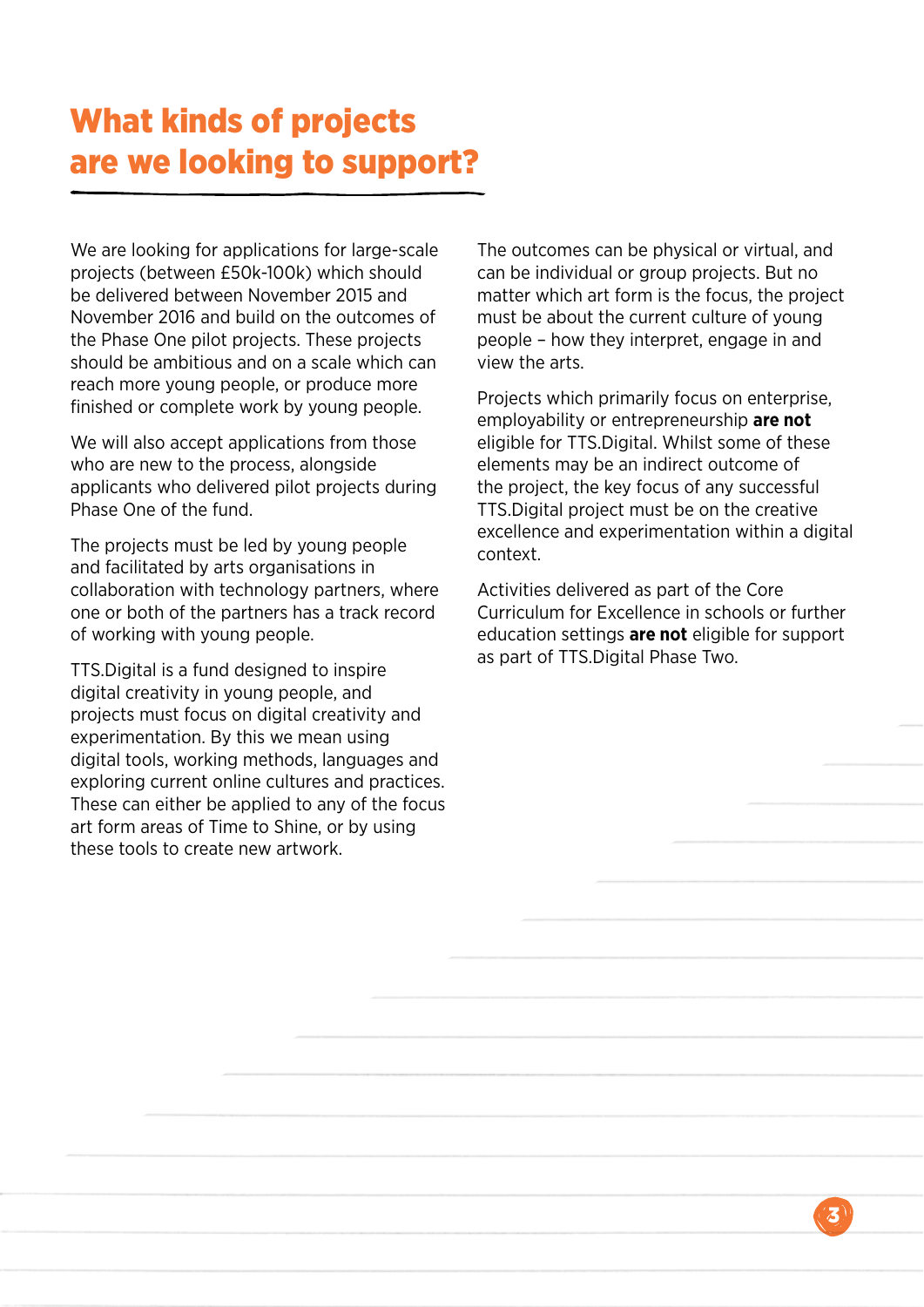# What kinds of projects are we looking to support?

We are looking for applications for large-scale projects (between £50k-100k) which should be delivered between November 2015 and November 2016 and build on the outcomes of the Phase One pilot projects. These projects should be ambitious and on a scale which can reach more young people, or produce more finished or complete work by young people.

We will also accept applications from those who are new to the process, alongside applicants who delivered pilot projects during Phase One of the fund.

The projects must be led by young people and facilitated by arts organisations in collaboration with technology partners, where one or both of the partners has a track record of working with young people.

TTS.Digital is a fund designed to inspire digital creativity in young people, and projects must focus on digital creativity and experimentation. By this we mean using digital tools, working methods, languages and exploring current online cultures and practices. These can either be applied to any of the focus art form areas of Time to Shine, or by using these tools to create new artwork.

The outcomes can be physical or virtual, and can be individual or group projects. But no matter which art form is the focus, the project must be about the current culture of young people – how they interpret, engage in and view the arts.

Projects which primarily focus on enterprise, employability or entrepreneurship **are not** eligible for TTS.Digital. Whilst some of these elements may be an indirect outcome of the project, the key focus of any successful TTS.Digital project must be on the creative excellence and experimentation within a digital context.

Activities delivered as part of the Core Curriculum for Excellence in schools or further education settings **are not** eligible for support as part of TTS.Digital Phase Two.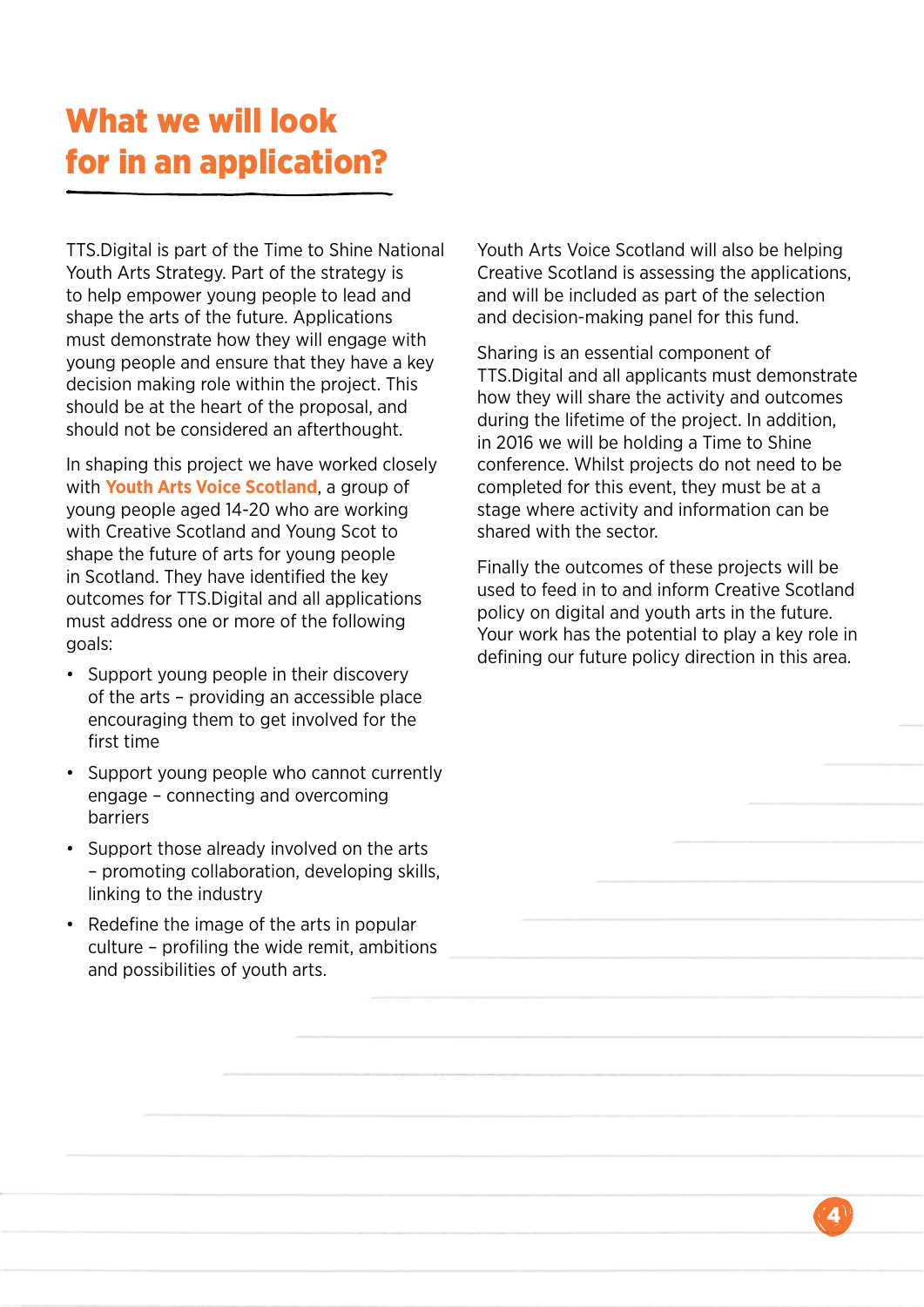# What we will look for in an application?

TTS.Digital is part of the Time to Shine National Youth Arts Strategy. Part of the strategy is to help empower young people to lead and shape the arts of the future. Applications must demonstrate how they will engage with young people and ensure that they have a key decision making role within the project. This should be at the heart of the proposal, and should not be considered an afterthought.

In shaping this project we have worked closely with **Youth Arts Voice Scotland**, a group of young people aged 14-20 who are working with Creative Scotland and Young Scot to shape the future of arts for young people in Scotland. They have identified the key outcomes for TTS.Digital and all applications must address one or more of the following goals:

- Support young people in their discovery of the arts – providing an accessible place encouraging them to get involved for the first time
- Support young people who cannot currently engage – connecting and overcoming barriers
- Support those already involved on the arts – promoting collaboration, developing skills, linking to the industry
- Redefine the image of the arts in popular culture – profiling the wide remit, ambitions and possibilities of youth arts.

Youth Arts Voice Scotland will also be helping Creative Scotland is assessing the applications, and will be included as part of the selection and decision-making panel for this fund.

Sharing is an essential component of TTS.Digital and all applicants must demonstrate how they will share the activity and outcomes during the lifetime of the project. In addition, in 2016 we will be holding a Time to Shine conference. Whilst projects do not need to be completed for this event, they must be at a stage where activity and information can be shared with the sector.

Finally the outcomes of these projects will be used to feed in to and inform Creative Scotland policy on digital and youth arts in the future. Your work has the potential to play a key role in defining our future policy direction in this area.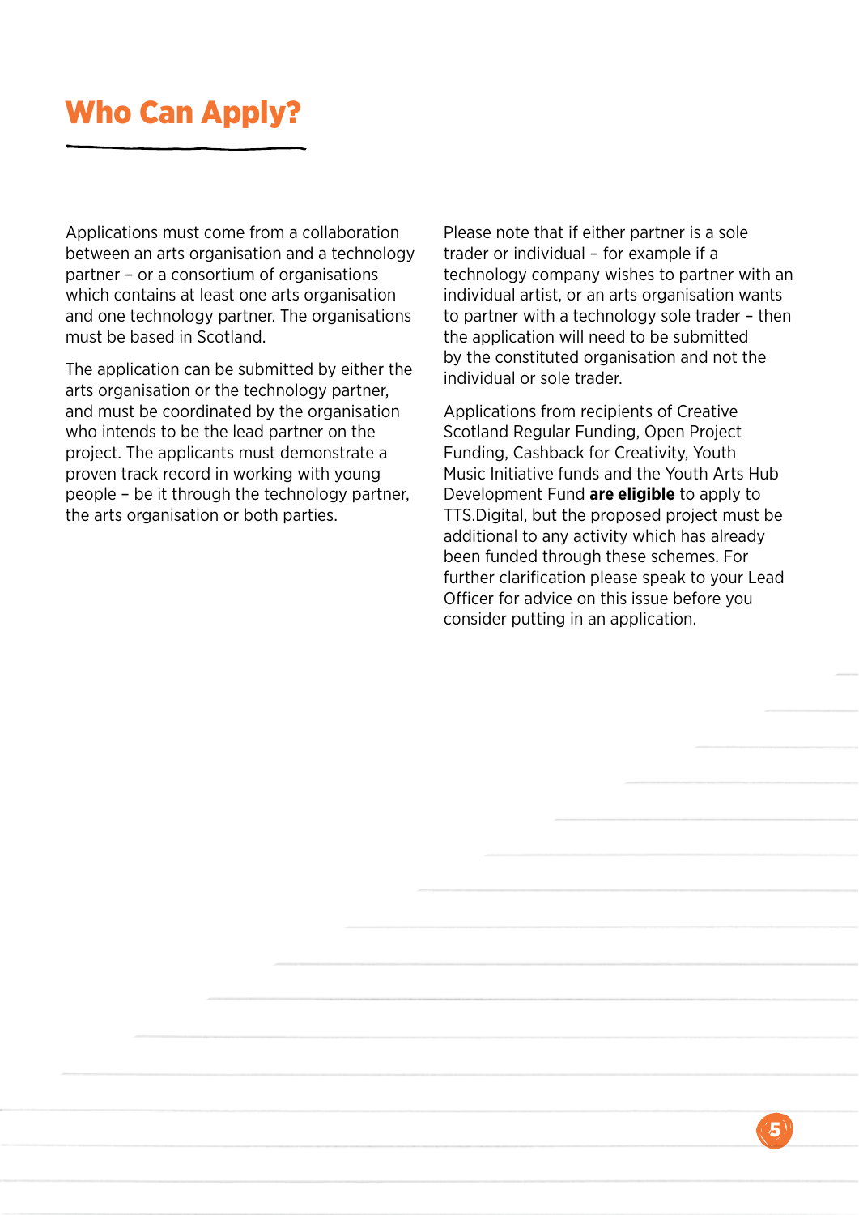# Who Can Apply?

Applications must come from a collaboration between an arts organisation and a technology partner – or a consortium of organisations which contains at least one arts organisation and one technology partner. The organisations must be based in Scotland.

The application can be submitted by either the arts organisation or the technology partner, and must be coordinated by the organisation who intends to be the lead partner on the project. The applicants must demonstrate a proven track record in working with young people – be it through the technology partner, the arts organisation or both parties.

Please note that if either partner is a sole trader or individual – for example if a technology company wishes to partner with an individual artist, or an arts organisation wants to partner with a technology sole trader – then the application will need to be submitted by the constituted organisation and not the individual or sole trader.

Applications from recipients of Creative Scotland Regular Funding, Open Project Funding, Cashback for Creativity, Youth Music Initiative funds and the Youth Arts Hub Development Fund **are eligible** to apply to TTS.Digital, but the proposed project must be additional to any activity which has already been funded through these schemes. For further clarification please speak to your Lead Officer for advice on this issue before you consider putting in an application.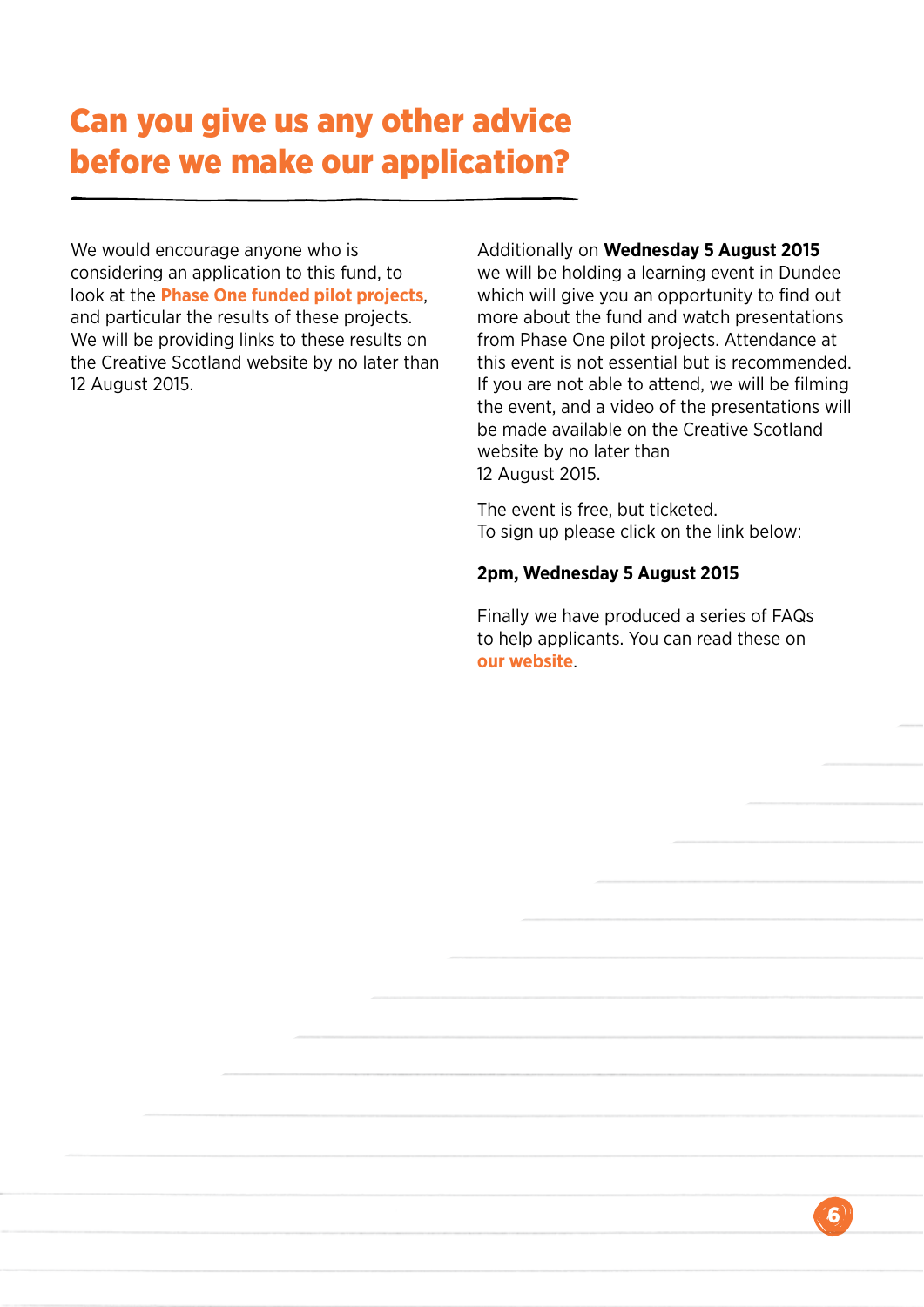# Can you give us any other advice before we make our application?

We would encourage anyone who is considering an application to this fund, to look at the **Phase One funded pilot projects**, and particular the results of these projects. We will be providing links to these results on the Creative Scotland website by no later than 12 August 2015.

Additionally on **Wednesday 5 August 2015** we will be holding a learning event in Dundee which will give you an opportunity to find out more about the fund and watch presentations from Phase One pilot projects. Attendance at this event is not essential but is recommended. If you are not able to attend, we will be filming the event, and a video of the presentations will be made available on the Creative Scotland website by no later than 12 August 2015.

The event is free, but ticketed.
To sign up please click on the link below:

**2pm, Wednesday 5 August 2015**

Finally we have produced a series of FAQs to help applicants. You can read these on **our website**.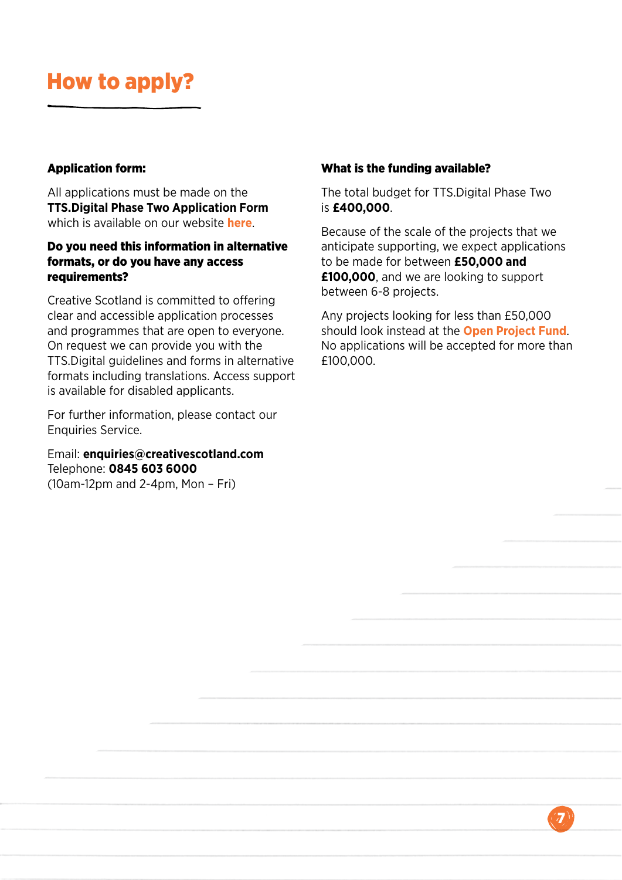# How to apply?

### Application form:

All applications must be made on the **TTS.Digital Phase Two Application Form** which is available on our website **here**.

### Do you need this information in alternative formats, or do you have any access requirements?

Creative Scotland is committed to offering clear and accessible application processes and programmes that are open to everyone. On request we can provide you with the TTS.Digital guidelines and forms in alternative formats including translations. Access support is available for disabled applicants.

For further information, please contact our Enquiries Service.

Email: **enquiries@creativescotland.com**
Telephone: **0845 603 6000**
(10am-12pm and 2-4pm, Mon – Fri)

### What is the funding available?

The total budget for TTS.Digital Phase Two is **£400,000**.

Because of the scale of the projects that we anticipate supporting, we expect applications to be made for between **£50,000 and £100,000**, and we are looking to support between 6-8 projects.

Any projects looking for less than £50,000 should look instead at the **Open Project Fund**. No applications will be accepted for more than £100,000.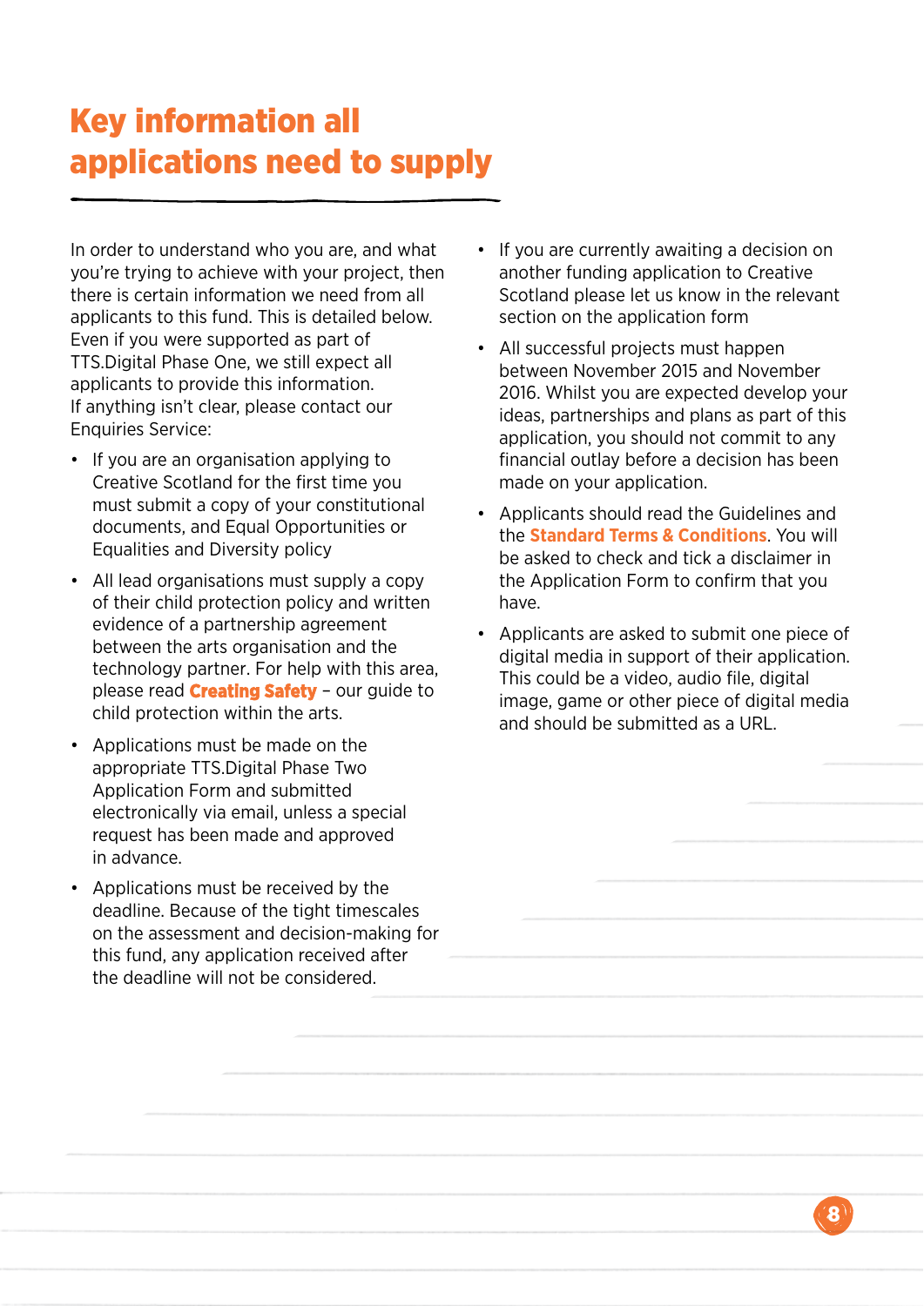# Key information all applications need to supply

In order to understand who you are, and what you're trying to achieve with your project, then there is certain information we need from all applicants to this fund. This is detailed below. Even if you were supported as part of TTS.Digital Phase One, we still expect all applicants to provide this information. If anything isn't clear, please contact our Enquiries Service:

- If you are an organisation applying to Creative Scotland for the first time you must submit a copy of your constitutional documents, and Equal Opportunities or Equalities and Diversity policy
- All lead organisations must supply a copy of their child protection policy and written evidence of a partnership agreement between the arts organisation and the technology partner. For help with this area, please read **Creating Safety** – our guide to child protection within the arts.
- Applications must be made on the appropriate TTS.Digital Phase Two Application Form and submitted electronically via email, unless a special request has been made and approved in advance.
- Applications must be received by the deadline. Because of the tight timescales on the assessment and decision-making for this fund, any application received after the deadline will not be considered.
- If you are currently awaiting a decision on another funding application to Creative Scotland please let us know in the relevant section on the application form
- All successful projects must happen between November 2015 and November 2016. Whilst you are expected develop your ideas, partnerships and plans as part of this application, you should not commit to any financial outlay before a decision has been made on your application.
- Applicants should read the Guidelines and the **Standard Terms & Conditions**. You will be asked to check and tick a disclaimer in the Application Form to confirm that you have.
- Applicants are asked to submit one piece of digital media in support of their application. This could be a video, audio file, digital image, game or other piece of digital media and should be submitted as a URL.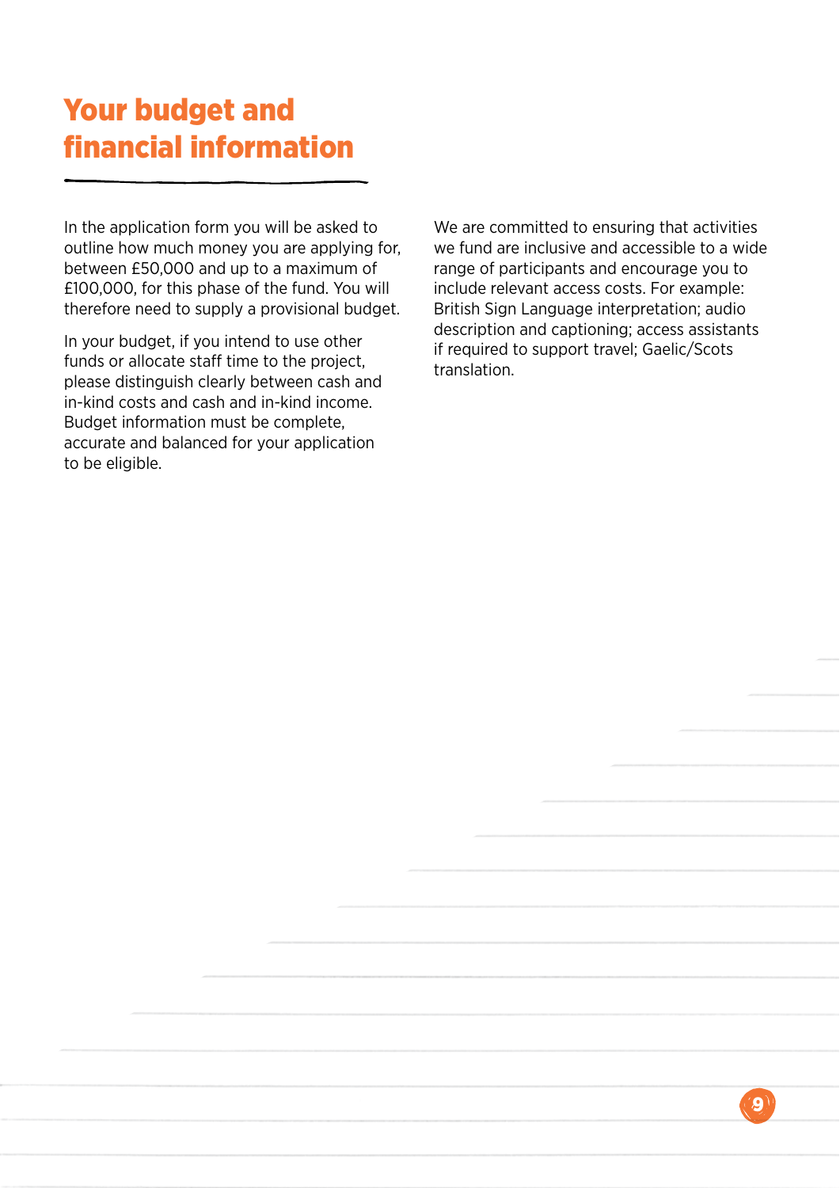# Your budget and financial information

In the application form you will be asked to outline how much money you are applying for, between £50,000 and up to a maximum of £100,000, for this phase of the fund. You will therefore need to supply a provisional budget.

In your budget, if you intend to use other funds or allocate staff time to the project, please distinguish clearly between cash and in-kind costs and cash and in-kind income. Budget information must be complete, accurate and balanced for your application to be eligible.

We are committed to ensuring that activities we fund are inclusive and accessible to a wide range of participants and encourage you to include relevant access costs. For example: British Sign Language interpretation; audio description and captioning; access assistants if required to support travel; Gaelic/Scots translation.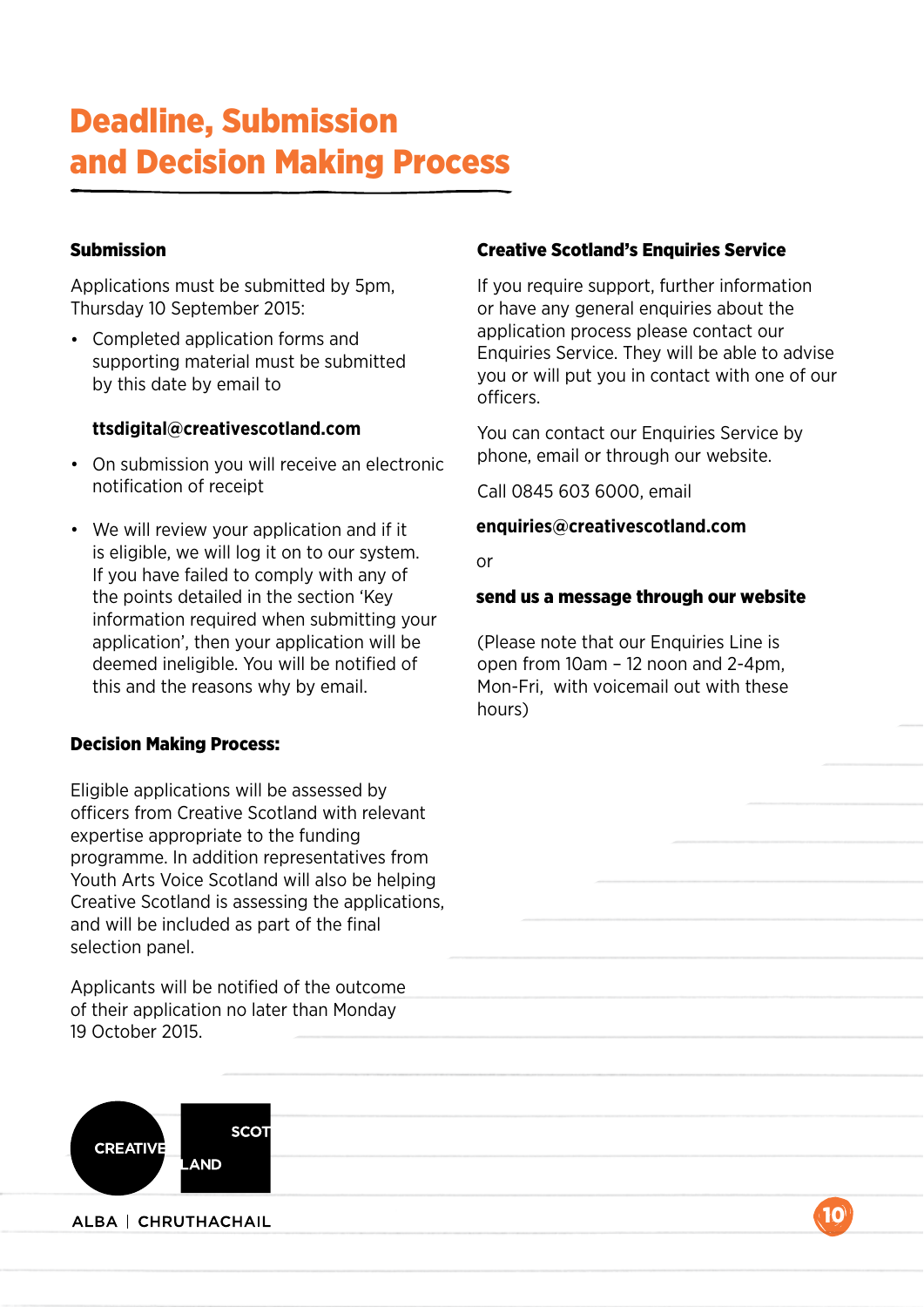# Deadline, Submission and Decision Making Process

### Submission

Applications must be submitted by 5pm, Thursday 10 September 2015:

- Completed application forms and supporting material must be submitted by this date by email to

  **ttsdigital@creativescotland.com**

- On submission you will receive an electronic notification of receipt

- We will review your application and if it is eligible, we will log it on to our system. If you have failed to comply with any of the points detailed in the section 'Key information required when submitting your application', then your application will be deemed ineligible. You will be notified of this and the reasons why by email.

### Decision Making Process:

Eligible applications will be assessed by officers from Creative Scotland with relevant expertise appropriate to the funding programme. In addition representatives from Youth Arts Voice Scotland will also be helping Creative Scotland is assessing the applications, and will be included as part of the final selection panel.

Applicants will be notified of the outcome of their application no later than Monday 19 October 2015.

### Creative Scotland's Enquiries Service

If you require support, further information or have any general enquiries about the application process please contact our Enquiries Service. They will be able to advise you or will put you in contact with one of our officers.

You can contact our Enquiries Service by phone, email or through our website.

Call 0845 603 6000, email

**enquiries@creativescotland.com**

or

**send us a message through our website**

(Please note that our Enquiries Line is open from 10am – 12 noon and 2-4pm, Mon-Fri, with voicemail out with these hours)

CREATIVE SCOTLAND

ALBA | CHRUTHACHAIL